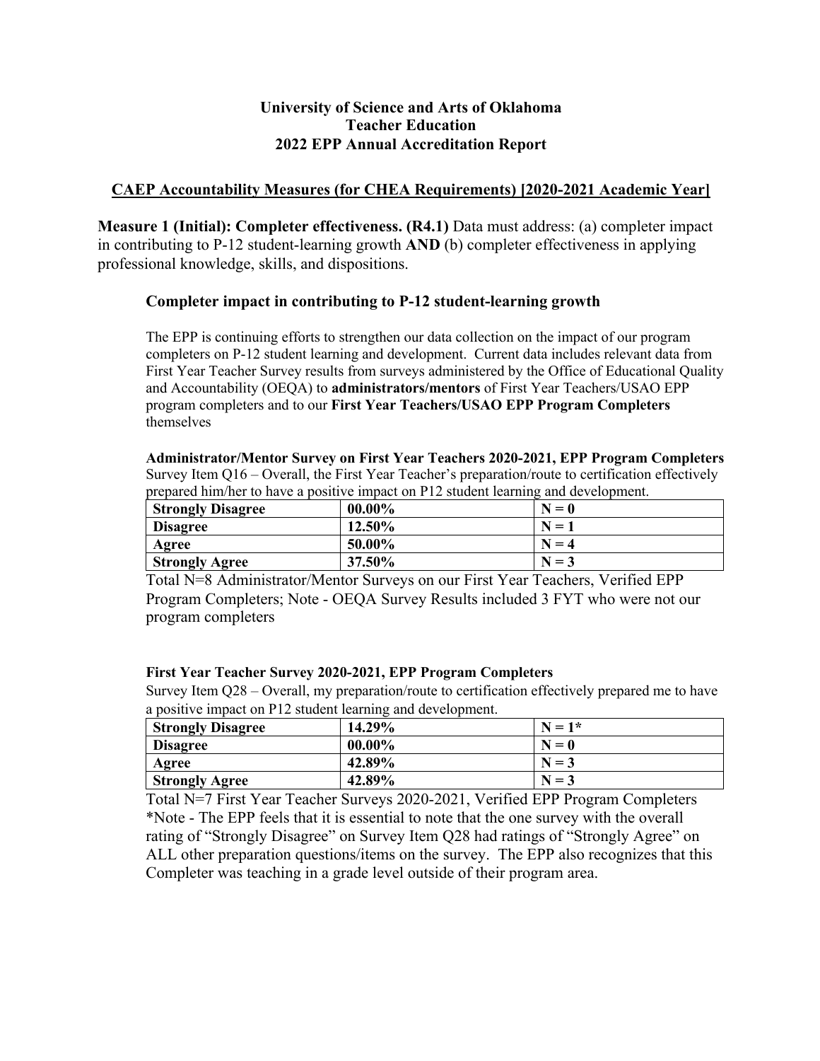# University of Science and Arts of Oklahoma
# Teacher Education
# 2022 EPP Annual Accreditation Report

## CAEP Accountability Measures (for CHEA Requirements) [2020-2021 Academic Year]

**Measure 1 (Initial): Completer effectiveness. (R4.1)** Data must address: (a) completer impact in contributing to P-12 student-learning growth **AND** (b) completer effectiveness in applying professional knowledge, skills, and dispositions.

### Completer impact in contributing to P-12 student-learning growth

The EPP is continuing efforts to strengthen our data collection on the impact of our program completers on P-12 student learning and development. Current data includes relevant data from First Year Teacher Survey results from surveys administered by the Office of Educational Quality and Accountability (OEQA) to **administrators/mentors** of First Year Teachers/USAO EPP program completers and to our **First Year Teachers/USAO EPP Program Completers** themselves

**Administrator/Mentor Survey on First Year Teachers 2020-2021, EPP Program Completers**
Survey Item Q16 – Overall, the First Year Teacher's preparation/route to certification effectively prepared him/her to have a positive impact on P12 student learning and development.

| | | |
|---|---|---|
| **Strongly Disagree** | **00.00%** | **N = 0** |
| **Disagree** | **12.50%** | **N = 1** |
| **Agree** | **50.00%** | **N = 4** |
| **Strongly Agree** | **37.50%** | **N = 3** |

Total N=8 Administrator/Mentor Surveys on our First Year Teachers, Verified EPP Program Completers; Note - OEQA Survey Results included 3 FYT who were not our program completers

**First Year Teacher Survey 2020-2021, EPP Program Completers**
Survey Item Q28 – Overall, my preparation/route to certification effectively prepared me to have a positive impact on P12 student learning and development.

| | | |
|---|---|---|
| **Strongly Disagree** | **14.29%** | **N = 1*** |
| **Disagree** | **00.00%** | **N = 0** |
| **Agree** | **42.89%** | **N = 3** |
| **Strongly Agree** | **42.89%** | **N = 3** |

Total N=7 First Year Teacher Surveys 2020-2021, Verified EPP Program Completers
*Note - The EPP feels that it is essential to note that the one survey with the overall rating of "Strongly Disagree" on Survey Item Q28 had ratings of "Strongly Agree" on ALL other preparation questions/items on the survey. The EPP also recognizes that this Completer was teaching in a grade level outside of their program area.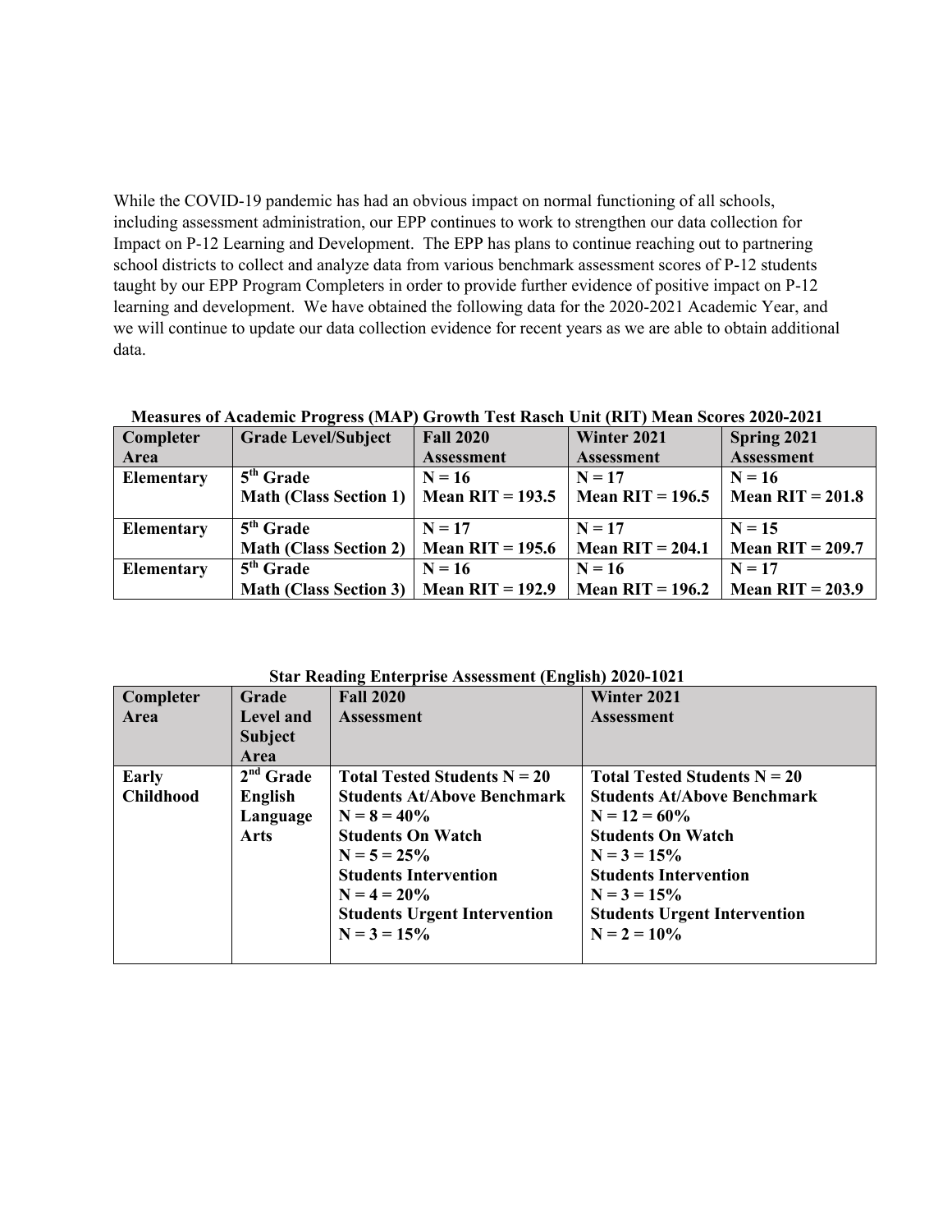While the COVID-19 pandemic has had an obvious impact on normal functioning of all schools, including assessment administration, our EPP continues to work to strengthen our data collection for Impact on P-12 Learning and Development. The EPP has plans to continue reaching out to partnering school districts to collect and analyze data from various benchmark assessment scores of P-12 students taught by our EPP Program Completers in order to provide further evidence of positive impact on P-12 learning and development. We have obtained the following data for the 2020-2021 Academic Year, and we will continue to update our data collection evidence for recent years as we are able to obtain additional data.

**Measures of Academic Progress (MAP) Growth Test Rasch Unit (RIT) Mean Scores 2020-2021**

| Completer Area | Grade Level/Subject | Fall 2020 Assessment | Winter 2021 Assessment | Spring 2021 Assessment |
|---|---|---|---|---|
| **Elementary** | **5th Grade Math (Class Section 1)** | **N = 16 Mean RIT = 193.5** | **N = 17 Mean RIT = 196.5** | **N = 16 Mean RIT = 201.8** |
| **Elementary** | **5th Grade Math (Class Section 2)** | **N = 17 Mean RIT = 195.6** | **N = 17 Mean RIT = 204.1** | **N = 15 Mean RIT = 209.7** |
| **Elementary** | **5th Grade Math (Class Section 3)** | **N = 16 Mean RIT = 192.9** | **N = 16 Mean RIT = 196.2** | **N = 17 Mean RIT = 203.9** |

**Star Reading Enterprise Assessment (English) 2020-1021**

| Completer Area | Grade Level and Subject Area | Fall 2020 Assessment | Winter 2021 Assessment |
|---|---|---|---|
| **Early Childhood** | **2nd Grade English Language Arts** | **Total Tested Students N = 20**<br>**Students At/Above Benchmark N = 8 = 40%**<br>**Students On Watch N = 5 = 25%**<br>**Students Intervention N = 4 = 20%**<br>**Students Urgent Intervention N = 3 = 15%** | **Total Tested Students N = 20**<br>**Students At/Above Benchmark N = 12 = 60%**<br>**Students On Watch N = 3 = 15%**<br>**Students Intervention N = 3 = 15%**<br>**Students Urgent Intervention N = 2 = 10%** |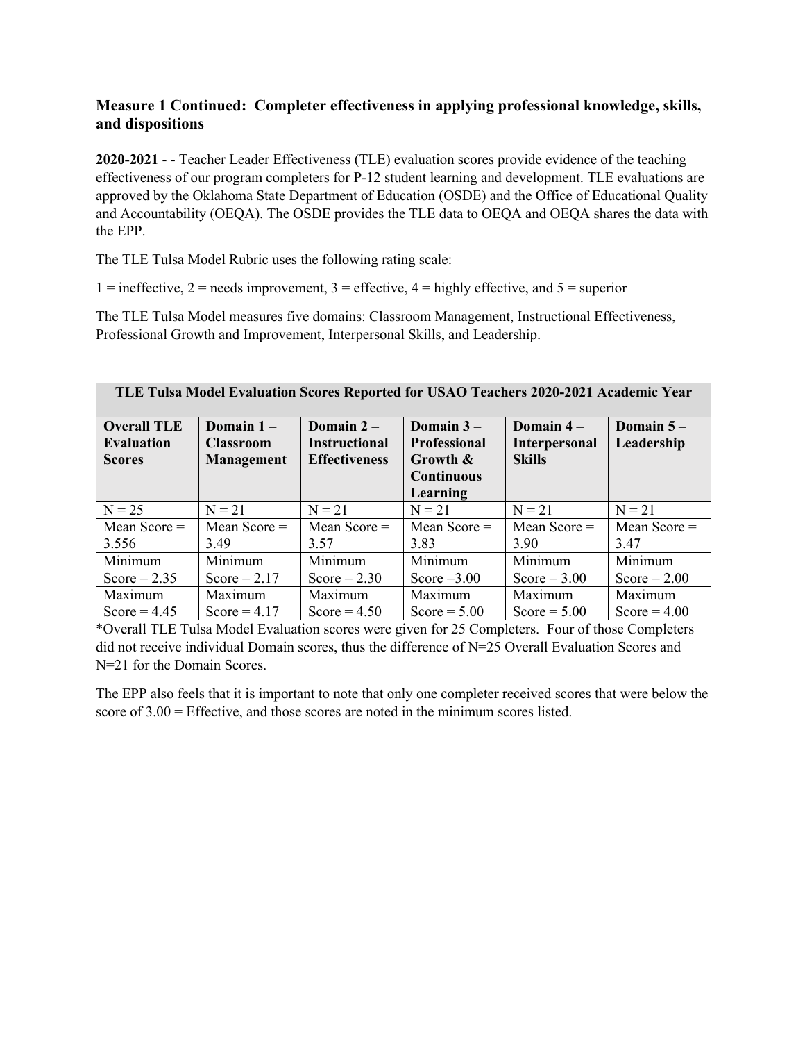**Measure 1 Continued: Completer effectiveness in applying professional knowledge, skills, and dispositions**

**2020-2021** - - Teacher Leader Effectiveness (TLE) evaluation scores provide evidence of the teaching effectiveness of our program completers for P-12 student learning and development. TLE evaluations are approved by the Oklahoma State Department of Education (OSDE) and the Office of Educational Quality and Accountability (OEQA). The OSDE provides the TLE data to OEQA and OEQA shares the data with the EPP.

The TLE Tulsa Model Rubric uses the following rating scale:

1 = ineffective, 2 = needs improvement, 3 = effective, 4 = highly effective, and 5 = superior

The TLE Tulsa Model measures five domains: Classroom Management, Instructional Effectiveness, Professional Growth and Improvement, Interpersonal Skills, and Leadership.

| TLE Tulsa Model Evaluation Scores Reported for USAO Teachers 2020-2021 Academic Year | | | | | |
|---|---|---|---|---|---|
| **Overall TLE Evaluation Scores** | **Domain 1 – Classroom Management** | **Domain 2 – Instructional Effectiveness** | **Domain 3 – Professional Growth & Continuous Learning** | **Domain 4 – Interpersonal Skills** | **Domain 5 – Leadership** |
| N = 25 | N = 21 | N = 21 | N = 21 | N = 21 | N = 21 |
| Mean Score = 3.556 | Mean Score = 3.49 | Mean Score = 3.57 | Mean Score = 3.83 | Mean Score = 3.90 | Mean Score = 3.47 |
| Minimum Score = 2.35 | Minimum Score = 2.17 | Minimum Score = 2.30 | Minimum Score =3.00 | Minimum Score = 3.00 | Minimum Score = 2.00 |
| Maximum Score = 4.45 | Maximum Score = 4.17 | Maximum Score = 4.50 | Maximum Score = 5.00 | Maximum Score = 5.00 | Maximum Score = 4.00 |

*Overall TLE Tulsa Model Evaluation scores were given for 25 Completers. Four of those Completers did not receive individual Domain scores, thus the difference of N=25 Overall Evaluation Scores and N=21 for the Domain Scores.

The EPP also feels that it is important to note that only one completer received scores that were below the score of 3.00 = Effective, and those scores are noted in the minimum scores listed.